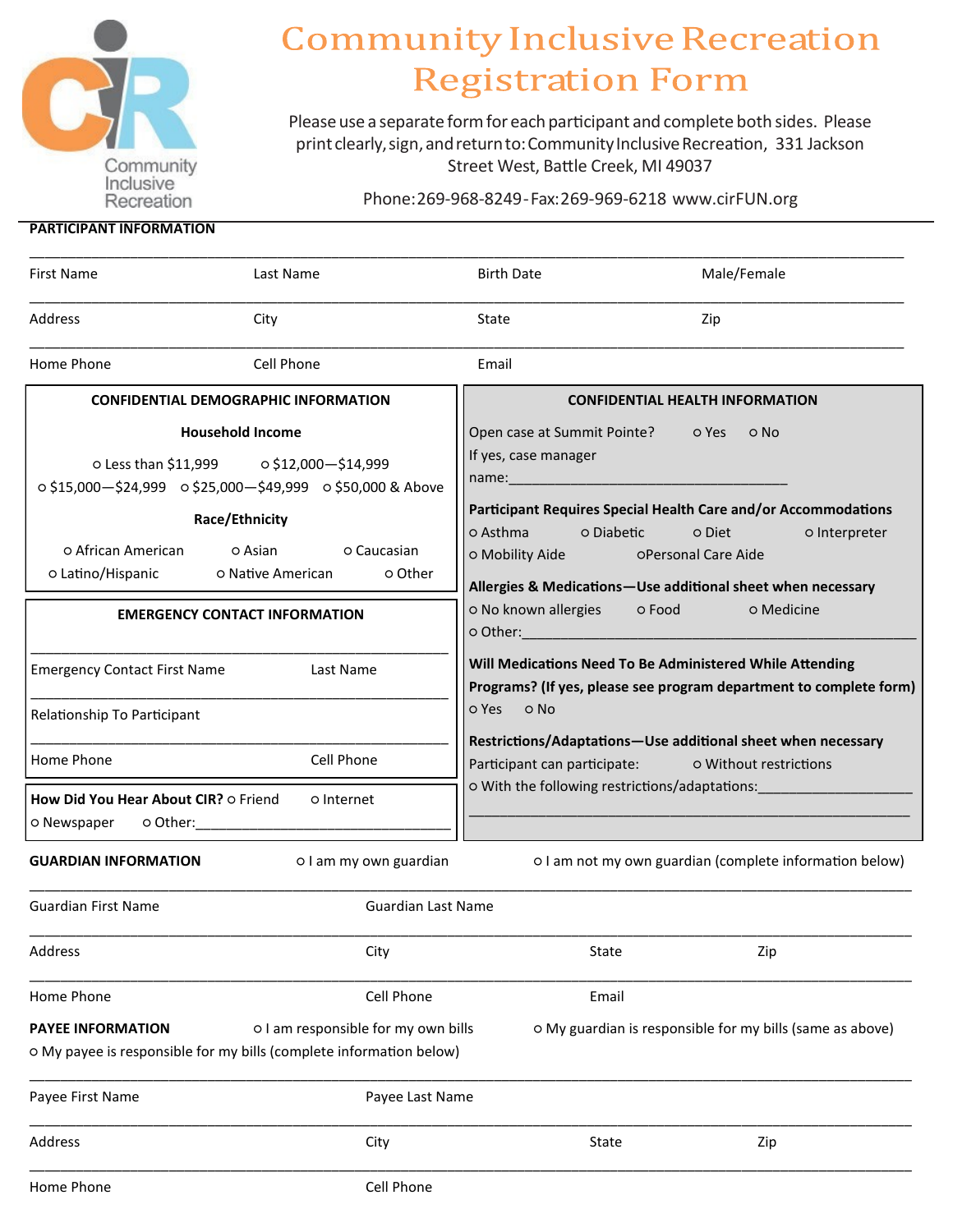# Community Inclusive Recreation Registration Form

Please use a separate form for each participant and complete both sides. Please print clearly, sign, and return to: Community Inclusive Recreation, 331 Jackson Street West, Battle Creek, MI 49037

Phone: 269-968-8249 - Fax: 269-969-6218 www.cirFUN.org

## PARTICIPANT INFORMATION

______________________________________________________________________

First Name | Last Name | Birth Date | Male/Female

______________________________________________________________________

Address | City | State | Zip

______________________________________________________________________

Home Phone | Cell Phone | Email

### CONFIDENTIAL DEMOGRAPHIC INFORMATION

**Household Income**

○ Less than $11,999 ○ $12,000—$14,999
○ $15,000—$24,999 ○ $25,000—$49,999 ○ $50,000 & Above

**Race/Ethnicity**

○ African American ○ Asian ○ Caucasian
○ Latino/Hispanic ○ Native American ○ Other

### EMERGENCY CONTACT INFORMATION

______________________________________________________________________

Emergency Contact First Name | Last Name

______________________________________________________________________

Relationship To Participant

______________________________________________________________________

Home Phone | Cell Phone

**How Did You Hear About CIR?** ○ Friend ○ Internet
○ Newspaper ○ Other:___________________________________

### CONFIDENTIAL HEALTH INFORMATION

Open case at Summit Pointe? ○ Yes ○ No
If yes, case manager name:___________________________________

**Participant Requires Special Health Care and/or Accommodations**
○ Asthma ○ Diabetic ○ Diet ○ Interpreter
○ Mobility Aide ○ Personal Care Aide

**Allergies & Medications—Use additional sheet when necessary**
○ No known allergies ○ Food ○ Medicine
○ Other:___________________________________

**Will Medications Need To Be Administered While Attending Programs? (If yes, please see program department to complete form)**
○ Yes ○ No

**Restrictions/Adaptations—Use additional sheet when necessary**
Participant can participate: ○ Without restrictions
○ With the following restrictions/adaptations:____________________
______________________________________________________________________

## GUARDIAN INFORMATION

○ I am my own guardian ○ I am not my own guardian (complete information below)

______________________________________________________________________

Guardian First Name | Guardian Last Name

______________________________________________________________________

Address | City | State | Zip

______________________________________________________________________

Home Phone | Cell Phone | Email

## PAYEE INFORMATION

○ I am responsible for my own bills ○ My guardian is responsible for my bills (same as above)
○ My payee is responsible for my bills (complete information below)

______________________________________________________________________

Payee First Name | Payee Last Name

______________________________________________________________________

Address | City | State | Zip

______________________________________________________________________

Home Phone | Cell Phone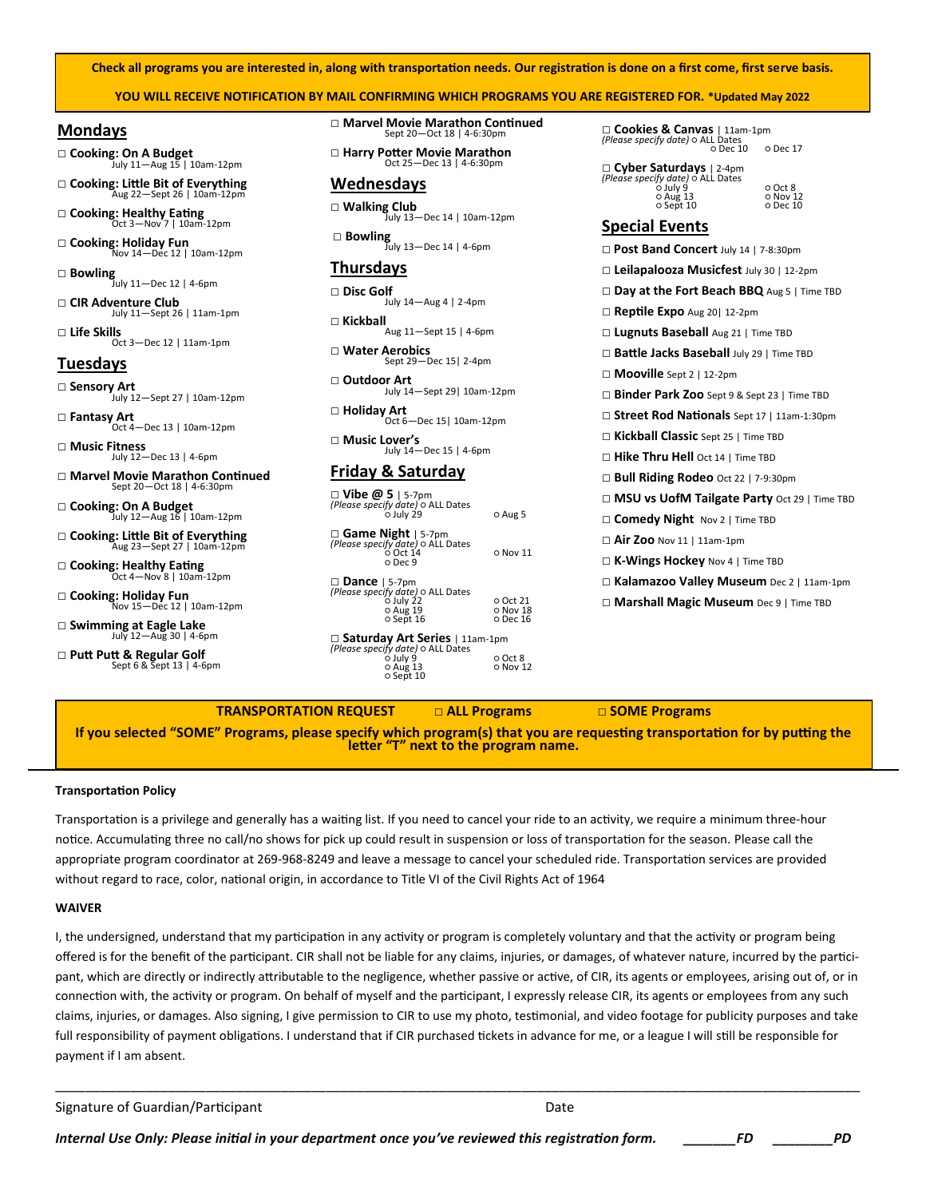**Check all programs you are interested in, along with transportation needs. Our registration is done on a first come, first serve basis.**

**YOU WILL RECEIVE NOTIFICATION BY MAIL CONFIRMING WHICH PROGRAMS YOU ARE REGISTERED FOR. *Updated May 2022**

## Mondays

□ **Cooking: On A Budget**
July 11—Aug 15 | 10am-12pm

□ **Cooking: Little Bit of Everything**
Aug 22—Sept 26 | 10am-12pm

□ **Cooking: Healthy Eating**
Oct 3—Nov 7 | 10am-12pm

□ **Cooking: Holiday Fun**
Nov 14—Dec 12 | 10am-12pm

□ **Bowling**
July 11—Dec 12 | 4-6pm

□ **CIR Adventure Club**
July 11—Sept 26 | 11am-1pm

□ **Life Skills**
Oct 3—Dec 12 | 11am-1pm

## Tuesdays

□ **Sensory Art**
July 12—Sept 27 | 10am-12pm

□ **Fantasy Art**
Oct 4—Dec 13 | 10am-12pm

□ **Music Fitness**
July 12—Dec 13 | 4-6pm

□ **Marvel Movie Marathon Continued**
Sept 20—Oct 18 | 4-6:30pm

□ **Cooking: On A Budget**
July 12—Aug 16 | 10am-12pm

□ **Cooking: Little Bit of Everything**
Aug 23—Sept 27 | 10am-12pm

□ **Cooking: Healthy Eating**
Oct 4—Nov 8 | 10am-12pm

□ **Cooking: Holiday Fun**
Nov 15—Dec 12 | 10am-12pm

□ **Swimming at Eagle Lake**
July 12—Aug 30 | 4-6pm

□ **Putt Putt & Regular Golf**
Sept 6 & Sept 13 | 4-6pm

□ **Marvel Movie Marathon Continued**
Sept 20—Oct 18 | 4-6:30pm

□ **Harry Potter Movie Marathon**
Oct 25—Dec 13 | 4-6:30pm

## Wednesdays

□ **Walking Club**
July 13—Dec 14 | 10am-12pm

□ **Bowling**
July 13—Dec 14 | 4-6pm

## Thursdays

□ **Disc Golf**
July 14—Aug 4 | 2-4pm

□ **Kickball**
Aug 11—Sept 15 | 4-6pm

□ **Water Aerobics**
Sept 29—Dec 15| 2-4pm

□ **Outdoor Art**
July 14—Sept 29| 10am-12pm

□ **Holiday Art**
Oct 6—Dec 15| 10am-12pm

□ **Music Lover's**
July 14—Dec 15 | 4-6pm

## Friday & Saturday

□ **Vibe @ 5** | 5-7pm
*(Please specify date)* ○ ALL Dates
○ July 29 ○ Aug 5

□ **Game Night** | 5-7pm
*(Please specify date)* ○ ALL Dates
○ Oct 14 ○ Nov 11
○ Dec 9

□ **Dance** | 5-7pm
*(Please specify date)* ○ ALL Dates
○ July 22 ○ Oct 21
○ Aug 19 ○ Nov 18
○ Sept 16 ○ Dec 16

□ **Saturday Art Series** | 11am-1pm
*(Please specify date)* ○ ALL Dates
○ July 9 ○ Oct 8
○ Aug 13 ○ Nov 12
○ Sept 10

□ **Cookies & Canvas** | 11am-1pm
*(Please specify date)* ○ ALL Dates
○ Dec 10 ○ Dec 17

□ **Cyber Saturdays** | 2-4pm
*(Please specify date)* ○ ALL Dates
○ July 9 ○ Oct 8
○ Aug 13 ○ Nov 12
○ Sept 10 ○ Dec 10

## Special Events

□ **Post Band Concert** July 14 | 7-8:30pm

□ **Leilapalooza Musicfest** July 30 | 12-2pm

□ **Day at the Fort Beach BBQ** Aug 5 | Time TBD

□ **Reptile Expo** Aug 20| 12-2pm

□ **Lugnuts Baseball** Aug 21 | Time TBD

□ **Battle Jacks Baseball** July 29 | Time TBD

□ **Mooville** Sept 2 | 12-2pm

□ **Binder Park Zoo** Sept 9 & Sept 23 | Time TBD

□ **Street Rod Nationals** Sept 17 | 11am-1:30pm

□ **Kickball Classic** Sept 25 | Time TBD

□ **Hike Thru Hell** Oct 14 | Time TBD

□ **Bull Riding Rodeo** Oct 22 | 7-9:30pm

□ **MSU vs UofM Tailgate Party** Oct 29 | Time TBD

□ **Comedy Night** Nov 2 | Time TBD

□ **Air Zoo** Nov 11 | 11am-1pm

□ **K-Wings Hockey** Nov 4 | Time TBD

□ **Kalamazoo Valley Museum** Dec 2 | 11am-1pm

□ **Marshall Magic Museum** Dec 9 | Time TBD

**TRANSPORTATION REQUEST** □ **ALL Programs** □ **SOME Programs**

**If you selected "SOME" Programs, please specify which program(s) that you are requesting transportation for by putting the letter "T" next to the program name.**

**Transportation Policy**

Transportation is a privilege and generally has a waiting list. If you need to cancel your ride to an activity, we require a minimum three-hour notice. Accumulating three no call/no shows for pick up could result in suspension or loss of transportation for the season. Please call the appropriate program coordinator at 269-968-8249 and leave a message to cancel your scheduled ride. Transportation services are provided without regard to race, color, national origin, in accordance to Title VI of the Civil Rights Act of 1964

**WAIVER**

I, the undersigned, understand that my participation in any activity or program is completely voluntary and that the activity or program being offered is for the benefit of the participant. CIR shall not be liable for any claims, injuries, or damages, of whatever nature, incurred by the participant, which are directly or indirectly attributable to the negligence, whether passive or active, of CIR, its agents or employees, arising out of, or in connection with, the activity or program. On behalf of myself and the participant, I expressly release CIR, its agents or employees from any such claims, injuries, or damages. Also signing, I give permission to CIR to use my photo, testimonial, and video footage for publicity purposes and take full responsibility of payment obligations. I understand that if CIR purchased tickets in advance for me, or a league I will still be responsible for payment if I am absent.

________________________________________________________________________________

Signature of Guardian/Participant Date

***Internal Use Only: Please initial in your department once you've reviewed this registration form.*** _______***FD*** ________***PD***